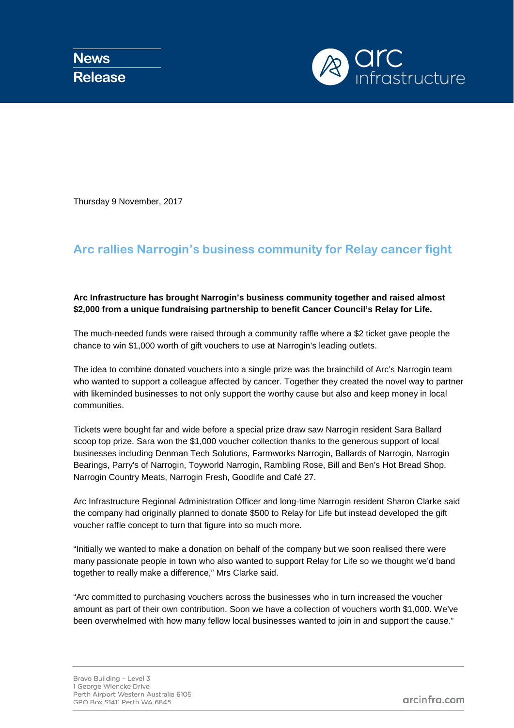News Release

Thursday 9 November, 2017

## Arc rallies Narrogin's business community for Relay cancer fight

**Arc Infrastructure has brought Narrogin's business community together and raised almost $2,000 from a unique fundraising partnership to benefit Cancer Council's Relay for Life.**

The much-needed funds were raised through a community raffle where a $2 ticket gave people the chance to win $1,000 worth of gift vouchers to use at Narrogin's leading outlets.

The idea to combine donated vouchers into a single prize was the brainchild of Arc's Narrogin team who wanted to support a colleague affected by cancer. Together they created the novel way to partner with likeminded businesses to not only support the worthy cause but also and keep money in local communities.

Tickets were bought far and wide before a special prize draw saw Narrogin resident Sara Ballard scoop top prize. Sara won the $1,000 voucher collection thanks to the generous support of local businesses including Denman Tech Solutions, Farmworks Narrogin, Ballards of Narrogin, Narrogin Bearings, Parry's of Narrogin, Toyworld Narrogin, Rambling Rose, Bill and Ben's Hot Bread Shop, Narrogin Country Meats, Narrogin Fresh, Goodlife and Café 27.

Arc Infrastructure Regional Administration Officer and long-time Narrogin resident Sharon Clarke said the company had originally planned to donate $500 to Relay for Life but instead developed the gift voucher raffle concept to turn that figure into so much more.

"Initially we wanted to make a donation on behalf of the company but we soon realised there were many passionate people in town who also wanted to support Relay for Life so we thought we'd band together to really make a difference," Mrs Clarke said.

"Arc committed to purchasing vouchers across the businesses who in turn increased the voucher amount as part of their own contribution. Soon we have a collection of vouchers worth $1,000. We've been overwhelmed with how many fellow local businesses wanted to join in and support the cause."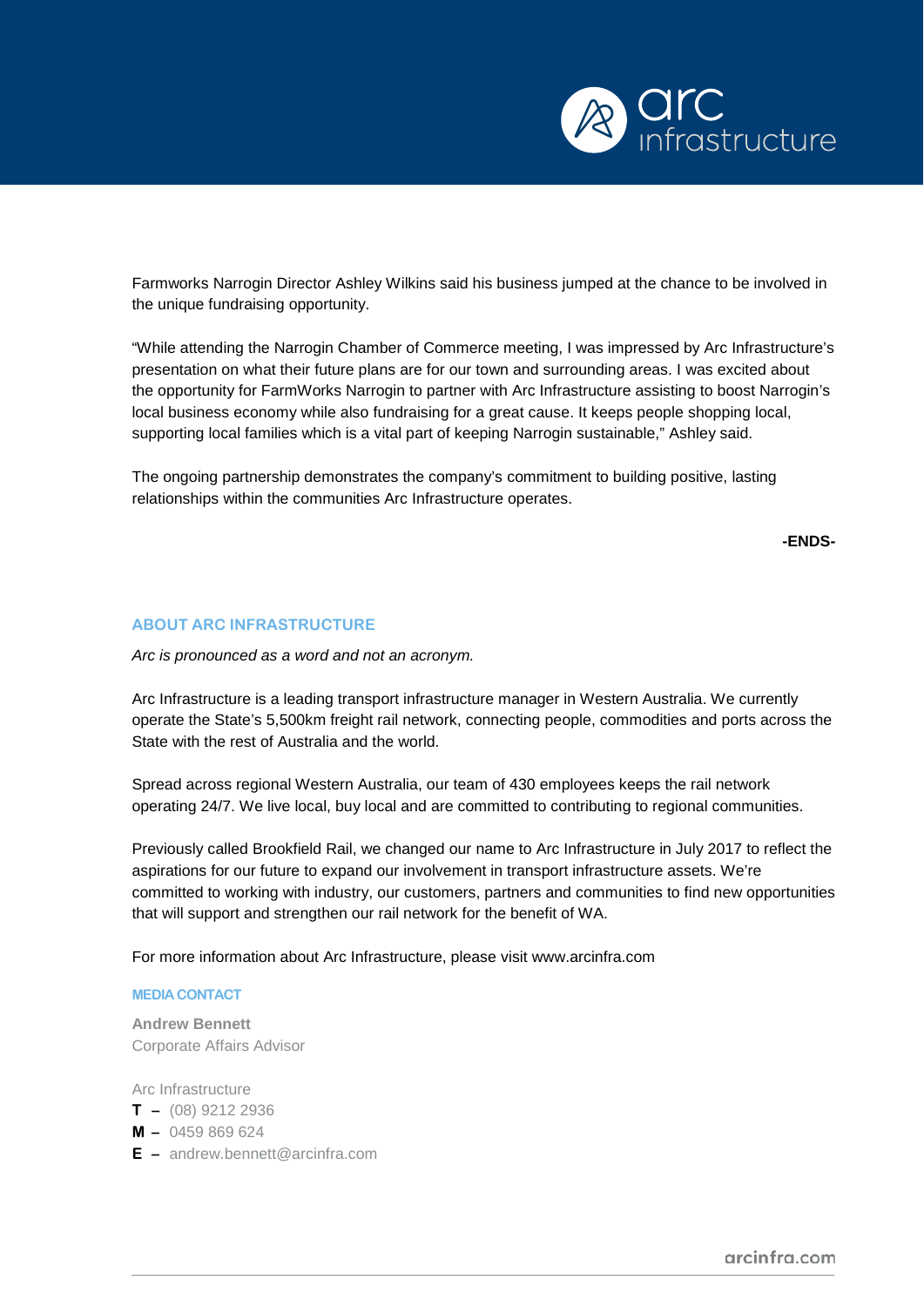Farmworks Narrogin Director Ashley Wilkins said his business jumped at the chance to be involved in the unique fundraising opportunity.

"While attending the Narrogin Chamber of Commerce meeting, I was impressed by Arc Infrastructure's presentation on what their future plans are for our town and surrounding areas. I was excited about the opportunity for FarmWorks Narrogin to partner with Arc Infrastructure assisting to boost Narrogin's local business economy while also fundraising for a great cause. It keeps people shopping local, supporting local families which is a vital part of keeping Narrogin sustainable," Ashley said.

The ongoing partnership demonstrates the company's commitment to building positive, lasting relationships within the communities Arc Infrastructure operates.

**-ENDS-**

## ABOUT ARC INFRASTRUCTURE

*Arc is pronounced as a word and not an acronym.*

Arc Infrastructure is a leading transport infrastructure manager in Western Australia. We currently operate the State's 5,500km freight rail network, connecting people, commodities and ports across the State with the rest of Australia and the world.

Spread across regional Western Australia, our team of 430 employees keeps the rail network operating 24/7. We live local, buy local and are committed to contributing to regional communities.

Previously called Brookfield Rail, we changed our name to Arc Infrastructure in July 2017 to reflect the aspirations for our future to expand our involvement in transport infrastructure assets. We're committed to working with industry, our customers, partners and communities to find new opportunities that will support and strengthen our rail network for the benefit of WA.

For more information about Arc Infrastructure, please visit www.arcinfra.com

### MEDIA CONTACT

**Andrew Bennett**
Corporate Affairs Advisor

Arc Infrastructure
**T –** (08) 9212 2936
**M –** 0459 869 624
**E –** andrew.bennett@arcinfra.com